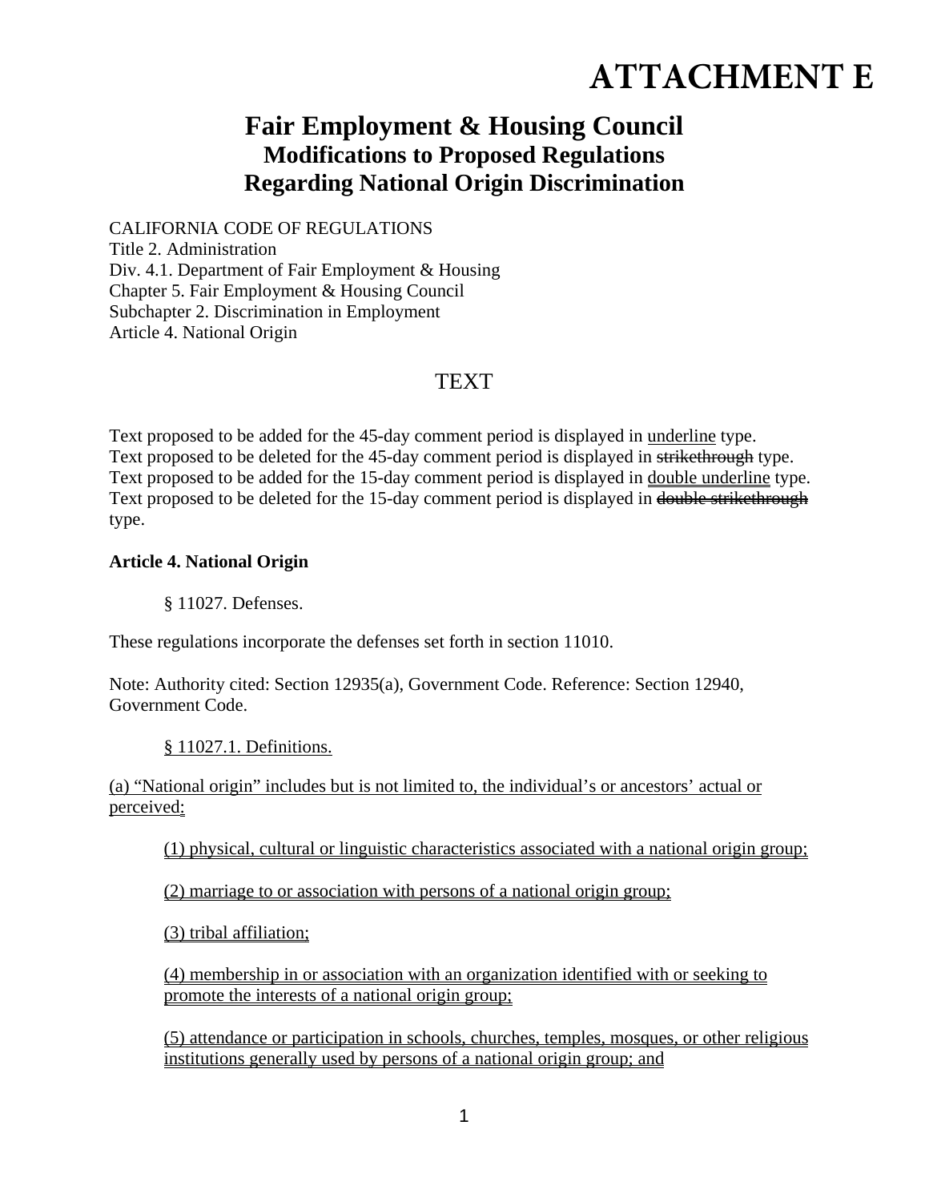# ATTACHMENT E

## Fair Employment & Housing Council
### Modifications to Proposed Regulations Regarding National Origin Discrimination

CALIFORNIA CODE OF REGULATIONS
Title 2. Administration
Div. 4.1. Department of Fair Employment & Housing
Chapter 5. Fair Employment & Housing Council
Subchapter 2. Discrimination in Employment
Article 4. National Origin

TEXT

Text proposed to be added for the 45-day comment period is displayed in <u>underline</u> type.
Text proposed to be deleted for the 45-day comment period is displayed in ~~strikethrough~~ type.
Text proposed to be added for the 15-day comment period is displayed in <u><u>double underline</u></u> type.
Text proposed to be deleted for the 15-day comment period is displayed in ~~~~double strikethrough~~~~ type.

**Article 4. National Origin**

§ 11027. Defenses.

These regulations incorporate the defenses set forth in section 11010.

Note: Authority cited: Section 12935(a), Government Code. Reference: Section 12940, Government Code.

<u>§ 11027.1. Definitions.</u>

<u>(a) "National origin" includes but is not limited to, the individual's or ancestors' actual or perceived:</u>

<u>(1) physical, cultural or linguistic characteristics associated with a national origin group;</u>

<u>(2) marriage to or association with persons of a national origin group;</u>

<u>(3) tribal affiliation;</u>

<u>(4) membership in or association with an organization identified with or seeking to promote the interests of a national origin group;</u>

<u>(5) attendance or participation in schools, churches, temples, mosques, or other religious institutions generally used by persons of a national origin group; and</u>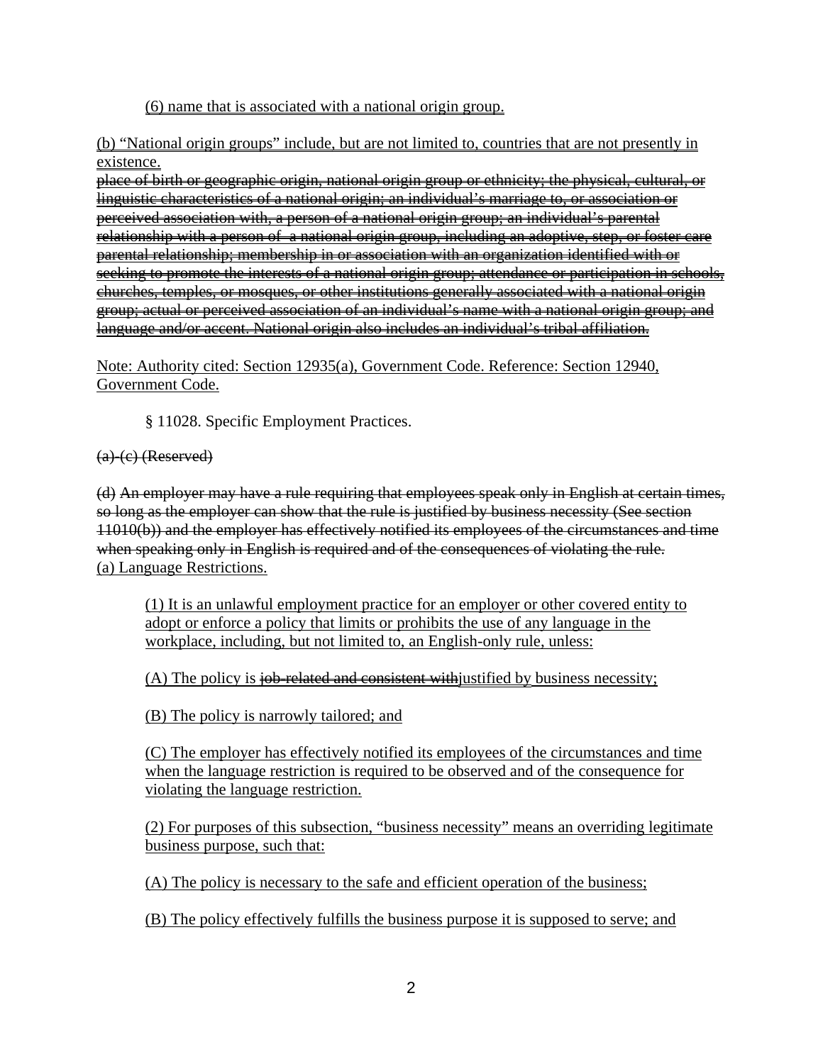(6) name that is associated with a national origin group.

(b) "National origin groups" include, but are not limited to, countries that are not presently in existence.

~~place of birth or geographic origin, national origin group or ethnicity; the physical, cultural, or linguistic characteristics of a national origin; an individual's marriage to, or association or perceived association with, a person of a national origin group; an individual's parental relationship with a person of a national origin group, including an adoptive, step, or foster care parental relationship; membership in or association with an organization identified with or seeking to promote the interests of a national origin group; attendance or participation in schools, churches, temples, or mosques, or other institutions generally associated with a national origin group; actual or perceived association of an individual's name with a national origin group; and language and/or accent. National origin also includes an individual's tribal affiliation.~~

Note: Authority cited: Section 12935(a), Government Code. Reference: Section 12940, Government Code.

§ 11028. Specific Employment Practices.

~~(a)-(c) (Reserved)~~

~~(d) An employer may have a rule requiring that employees speak only in English at certain times, so long as the employer can show that the rule is justified by business necessity (See section 11010(b)) and the employer has effectively notified its employees of the circumstances and time when speaking only in English is required and of the consequences of violating the rule.~~

(a) Language Restrictions.

(1) It is an unlawful employment practice for an employer or other covered entity to adopt or enforce a policy that limits or prohibits the use of any language in the workplace, including, but not limited to, an English-only rule, unless:

(A) The policy is ~~job-related and consistent with~~justified by business necessity;

(B) The policy is narrowly tailored; and

(C) The employer has effectively notified its employees of the circumstances and time when the language restriction is required to be observed and of the consequence for violating the language restriction.

(2) For purposes of this subsection, "business necessity" means an overriding legitimate business purpose, such that:

(A) The policy is necessary to the safe and efficient operation of the business;

(B) The policy effectively fulfills the business purpose it is supposed to serve; and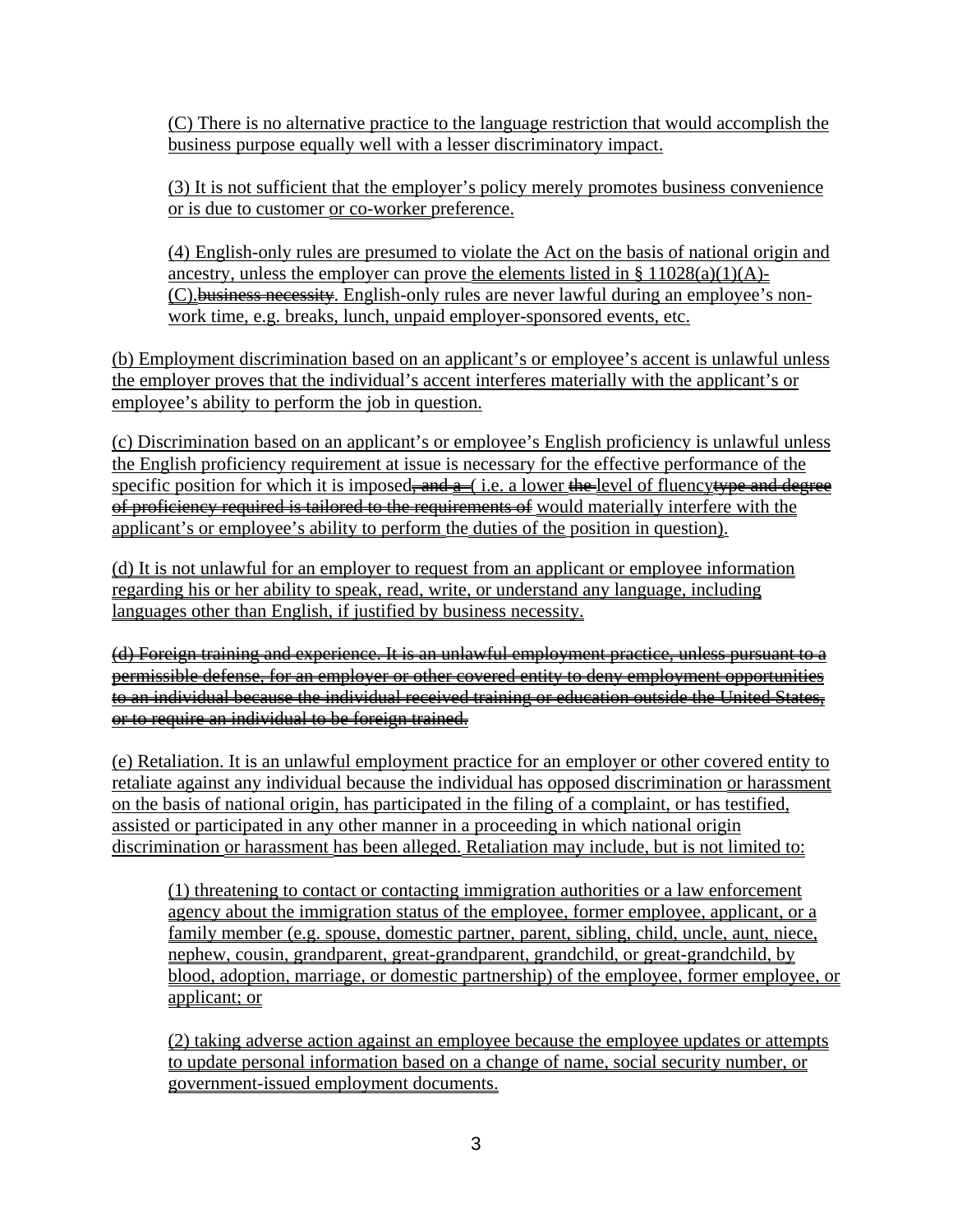(C) There is no alternative practice to the language restriction that would accomplish the business purpose equally well with a lesser discriminatory impact.

(3) It is not sufficient that the employer's policy merely promotes business convenience or is due to customer or co-worker preference.

(4) English-only rules are presumed to violate the Act on the basis of national origin and ancestry, unless the employer can prove the elements listed in § 11028(a)(1)(A)-(C).~~business necessity~~. English-only rules are never lawful during an employee's non-work time, e.g. breaks, lunch, unpaid employer-sponsored events, etc.

(b) Employment discrimination based on an applicant's or employee's accent is unlawful unless the employer proves that the individual's accent interferes materially with the applicant's or employee's ability to perform the job in question.

(c) Discrimination based on an applicant's or employee's English proficiency is unlawful unless the English proficiency requirement at issue is necessary for the effective performance of the specific position for which it is imposed~~, and a~~ ( i.e. a lower ~~the~~ level of fluency~~type and degree of proficiency required is tailored to the requirements of~~ would materially interfere with the applicant's or employee's ability to perform the duties of the position in question).

(d) It is not unlawful for an employer to request from an applicant or employee information regarding his or her ability to speak, read, write, or understand any language, including languages other than English, if justified by business necessity.

~~(d) Foreign training and experience. It is an unlawful employment practice, unless pursuant to a permissible defense, for an employer or other covered entity to deny employment opportunities to an individual because the individual received training or education outside the United States, or to require an individual to be foreign trained.~~

(e) Retaliation. It is an unlawful employment practice for an employer or other covered entity to retaliate against any individual because the individual has opposed discrimination or harassment on the basis of national origin, has participated in the filing of a complaint, or has testified, assisted or participated in any other manner in a proceeding in which national origin discrimination or harassment has been alleged. Retaliation may include, but is not limited to:

(1) threatening to contact or contacting immigration authorities or a law enforcement agency about the immigration status of the employee, former employee, applicant, or a family member (e.g. spouse, domestic partner, parent, sibling, child, uncle, aunt, niece, nephew, cousin, grandparent, great-grandparent, grandchild, or great-grandchild, by blood, adoption, marriage, or domestic partnership) of the employee, former employee, or applicant; or

(2) taking adverse action against an employee because the employee updates or attempts to update personal information based on a change of name, social security number, or government-issued employment documents.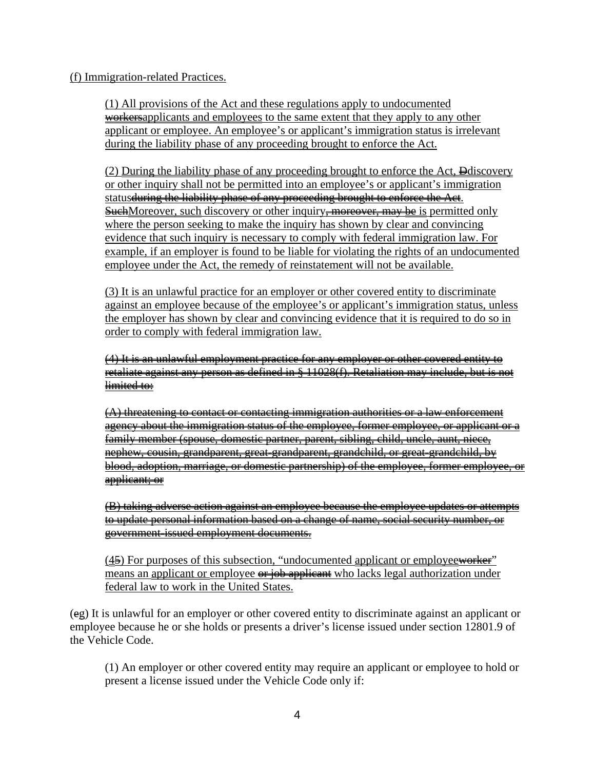<u>(f) Immigration-related Practices.</u>

<u>(1) All provisions of the Act and these regulations apply to undocumented ~~workers~~applicants and employees to the same extent that they apply to any other applicant or employee. An employee's or applicant's immigration status is irrelevant during the liability phase of any proceeding brought to enforce the Act.</u>

<u>(2) During the liability phase of any proceeding brought to enforce the Act, ~~D~~discovery or other inquiry shall not be permitted into an employee's or applicant's immigration status~~during the liability phase of any proceeding brought to enforce the Act~~. ~~Such~~Moreover, such discovery or other inquiry~~, moreover, may be~~ is permitted only where the person seeking to make the inquiry has shown by clear and convincing evidence that such inquiry is necessary to comply with federal immigration law. For example, if an employer is found to be liable for violating the rights of an undocumented employee under the Act, the remedy of reinstatement will not be available.</u>

<u>(3) It is an unlawful practice for an employer or other covered entity to discriminate against an employee because of the employee's or applicant's immigration status, unless the employer has shown by clear and convincing evidence that it is required to do so in order to comply with federal immigration law.</u>

~~(4) It is an unlawful employment practice for any employer or other covered entity to retaliate against any person as defined in § 11028(f). Retaliation may include, but is not limited to:~~

~~(A) threatening to contact or contacting immigration authorities or a law enforcement agency about the immigration status of the employee, former employee, or applicant or a family member (spouse, domestic partner, parent, sibling, child, uncle, aunt, niece, nephew, cousin, grandparent, great-grandparent, grandchild, or great-grandchild, by blood, adoption, marriage, or domestic partnership) of the employee, former employee, or applicant; or~~

~~(B) taking adverse action against an employee because the employee updates or attempts to update personal information based on a change of name, social security number, or government-issued employment documents.~~

<u>(4~~5~~) For purposes of this subsection, "undocumented applicant or employee~~worker~~" means an applicant or employee ~~or job applicant~~ who lacks legal authorization under federal law to work in the United States.</u>

(~~e~~<u>g</u>) It is unlawful for an employer or other covered entity to discriminate against an applicant or employee because he or she holds or presents a driver's license issued under section 12801.9 of the Vehicle Code.

(1) An employer or other covered entity may require an applicant or employee to hold or present a license issued under the Vehicle Code only if: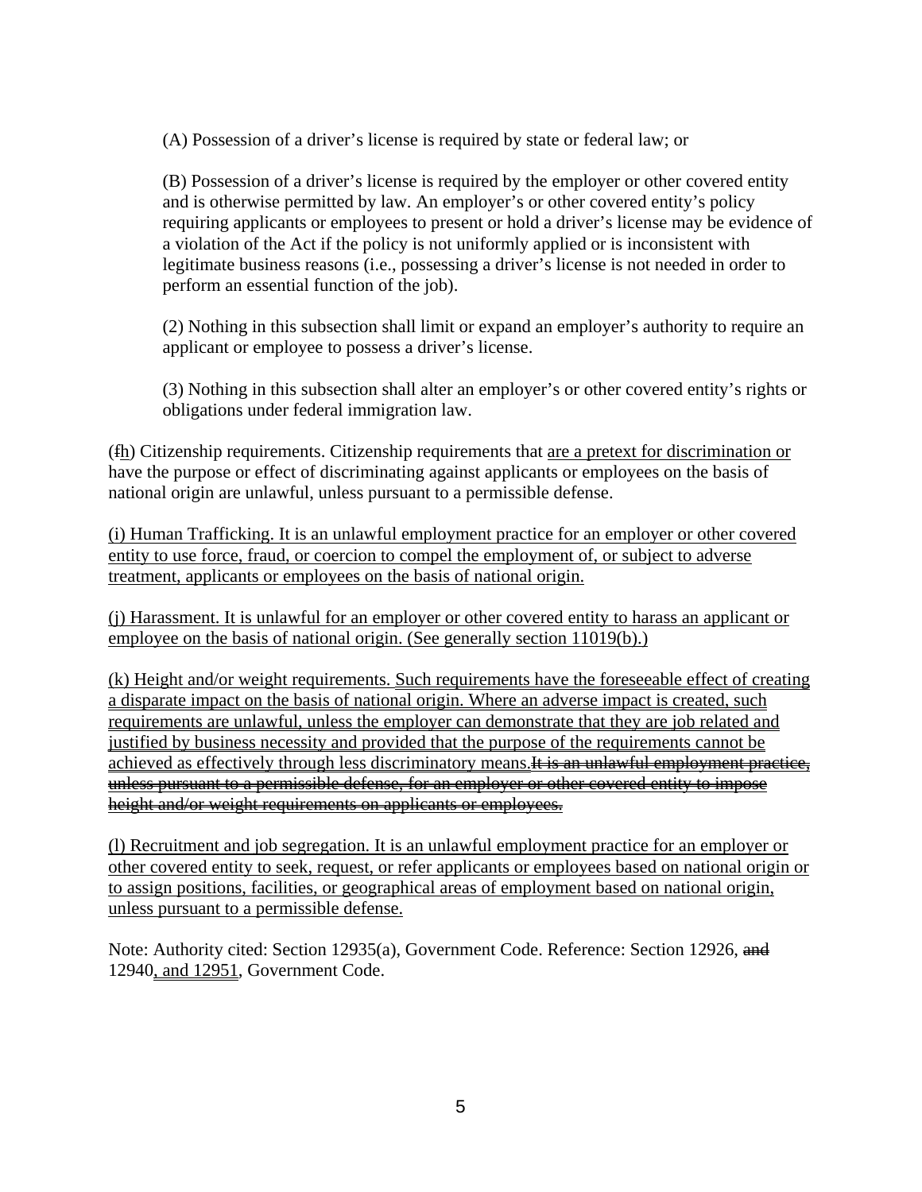(A) Possession of a driver's license is required by state or federal law; or

(B) Possession of a driver's license is required by the employer or other covered entity and is otherwise permitted by law. An employer's or other covered entity's policy requiring applicants or employees to present or hold a driver's license may be evidence of a violation of the Act if the policy is not uniformly applied or is inconsistent with legitimate business reasons (i.e., possessing a driver's license is not needed in order to perform an essential function of the job).

(2) Nothing in this subsection shall limit or expand an employer's authority to require an applicant or employee to possess a driver's license.

(3) Nothing in this subsection shall alter an employer's or other covered entity's rights or obligations under federal immigration law.

(~~f~~<u>h</u>) Citizenship requirements. Citizenship requirements that <u>are a pretext for discrimination or</u> have the purpose or effect of discriminating against applicants or employees on the basis of national origin are unlawful, unless pursuant to a permissible defense.

<u>(i) Human Trafficking. It is an unlawful employment practice for an employer or other covered entity to use force, fraud, or coercion to compel the employment of, or subject to adverse treatment, applicants or employees on the basis of national origin.</u>

<u>(j) Harassment. It is unlawful for an employer or other covered entity to harass an applicant or employee on the basis of national origin. (See generally section 11019(b).)</u>

<u>(k) Height and/or weight requirements. Such requirements have the foreseeable effect of creating a disparate impact on the basis of national origin. Where an adverse impact is created, such requirements are unlawful, unless the employer can demonstrate that they are job related and justified by business necessity and provided that the purpose of the requirements cannot be achieved as effectively through less discriminatory means.</u>~~It is an unlawful employment practice, unless pursuant to a permissible defense, for an employer or other covered entity to impose height and/or weight requirements on applicants or employees.~~

<u>(l) Recruitment and job segregation. It is an unlawful employment practice for an employer or other covered entity to seek, request, or refer applicants or employees based on national origin or to assign positions, facilities, or geographical areas of employment based on national origin, unless pursuant to a permissible defense.</u>

Note: Authority cited: Section 12935(a), Government Code. Reference: Section 12926, ~~and~~ 12940<u>, and 12951</u>, Government Code.